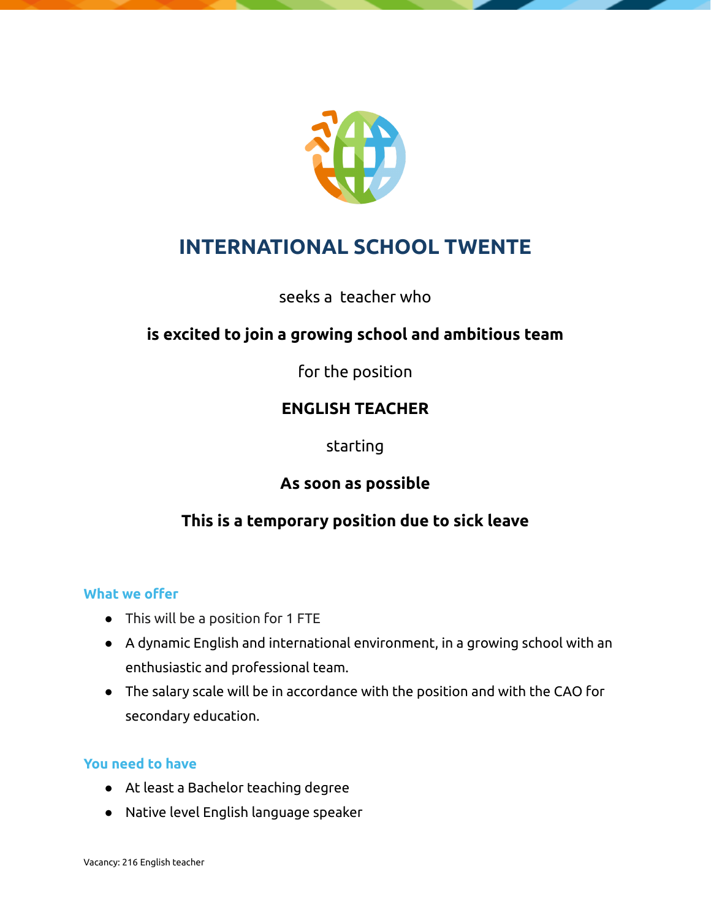# INTERNATIONAL SCHOOL TWENTE

seeks a teacher who

**is excited to join a growing school and ambitious team**

for the position

**ENGLISH TEACHER**

starting

**As soon as possible**

**This is a temporary position due to sick leave**

### What we offer

- This will be a position for 1 FTE
- A dynamic English and international environment, in a growing school with an enthusiastic and professional team.
- The salary scale will be in accordance with the position and with the CAO for secondary education.

### You need to have

- At least a Bachelor teaching degree
- Native level English language speaker

Vacancy: 216 English teacher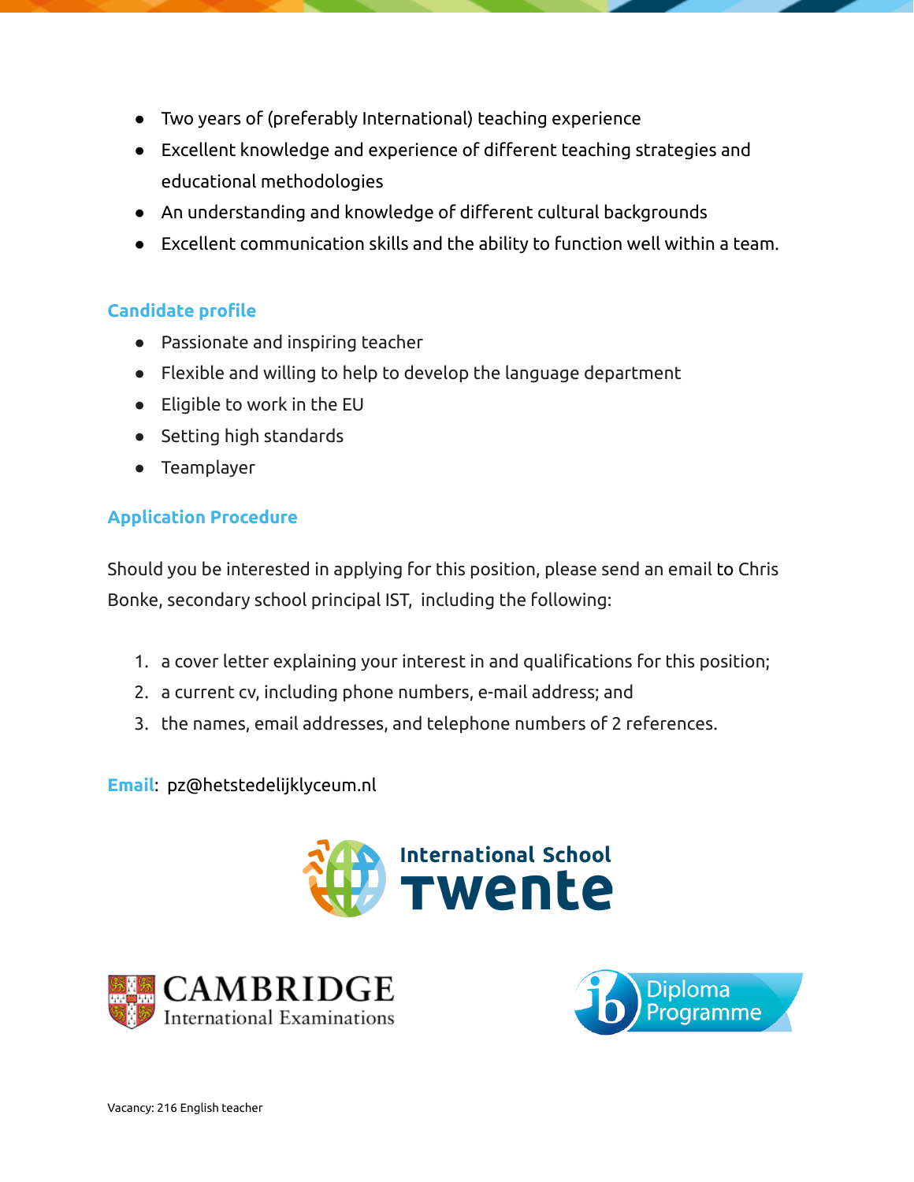- Two years of (preferably International) teaching experience
- Excellent knowledge and experience of different teaching strategies and educational methodologies
- An understanding and knowledge of different cultural backgrounds
- Excellent communication skills and the ability to function well within a team.

## Candidate profile

- Passionate and inspiring teacher
- Flexible and willing to help to develop the language department
- Eligible to work in the EU
- Setting high standards
- Teamplayer

## Application Procedure

Should you be interested in applying for this position, please send an email to Chris Bonke, secondary school principal IST, including the following:

1. a cover letter explaining your interest in and qualifications for this position;
2. a current cv, including phone numbers, e-mail address; and
3. the names, email addresses, and telephone numbers of 2 references.

**Email**: pz@hetstedelijklyceum.nl

International School Twente

CAMBRIDGE International Examinations

ib Diploma Programme

Vacancy: 216 English teacher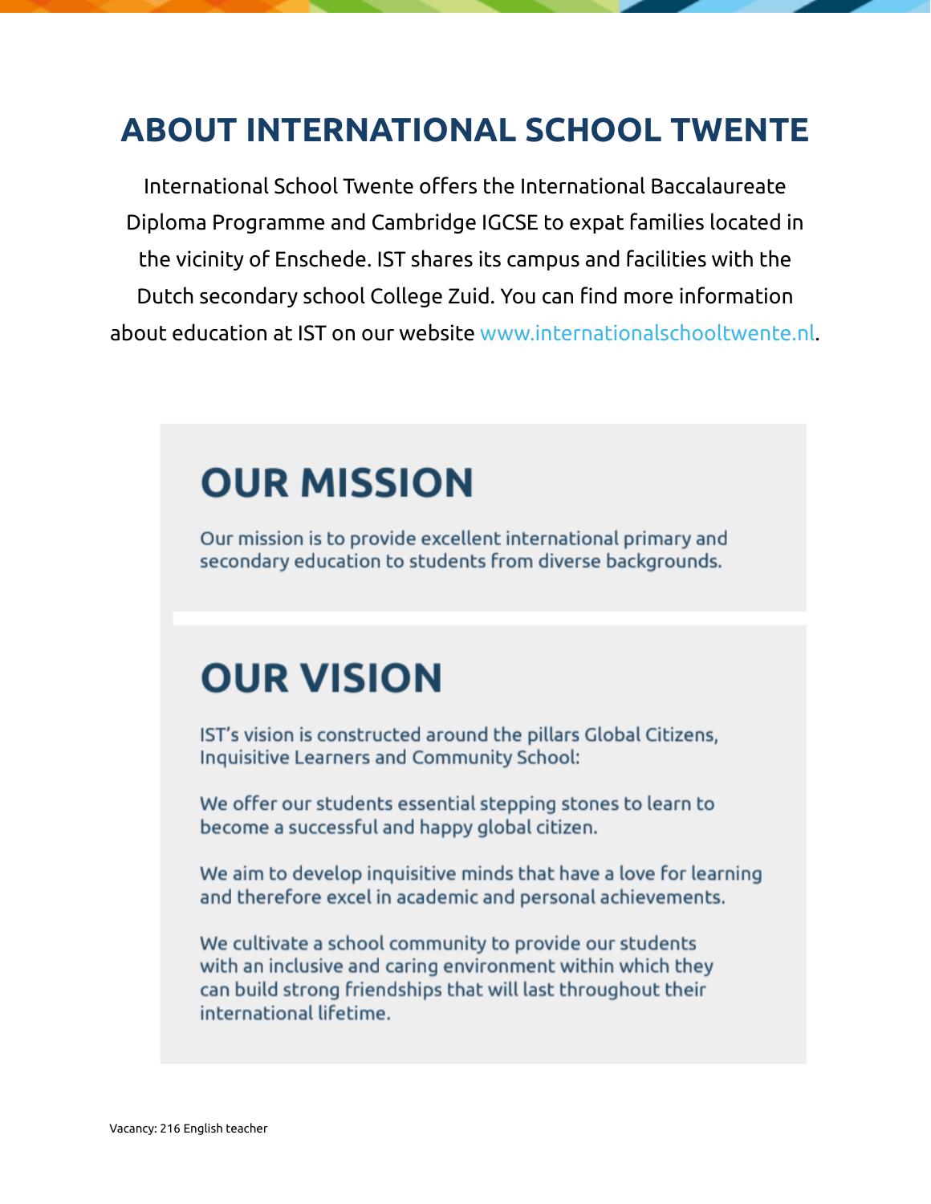# ABOUT INTERNATIONAL SCHOOL TWENTE

International School Twente offers the International Baccalaureate Diploma Programme and Cambridge IGCSE to expat families located in the vicinity of Enschede. IST shares its campus and facilities with the Dutch secondary school College Zuid. You can find more information about education at IST on our website www.internationalschooltwente.nl.

## OUR MISSION

Our mission is to provide excellent international primary and secondary education to students from diverse backgrounds.

## OUR VISION

IST's vision is constructed around the pillars Global Citizens, Inquisitive Learners and Community School:

We offer our students essential stepping stones to learn to become a successful and happy global citizen.

We aim to develop inquisitive minds that have a love for learning and therefore excel in academic and personal achievements.

We cultivate a school community to provide our students with an inclusive and caring environment within which they can build strong friendships that will last throughout their international lifetime.